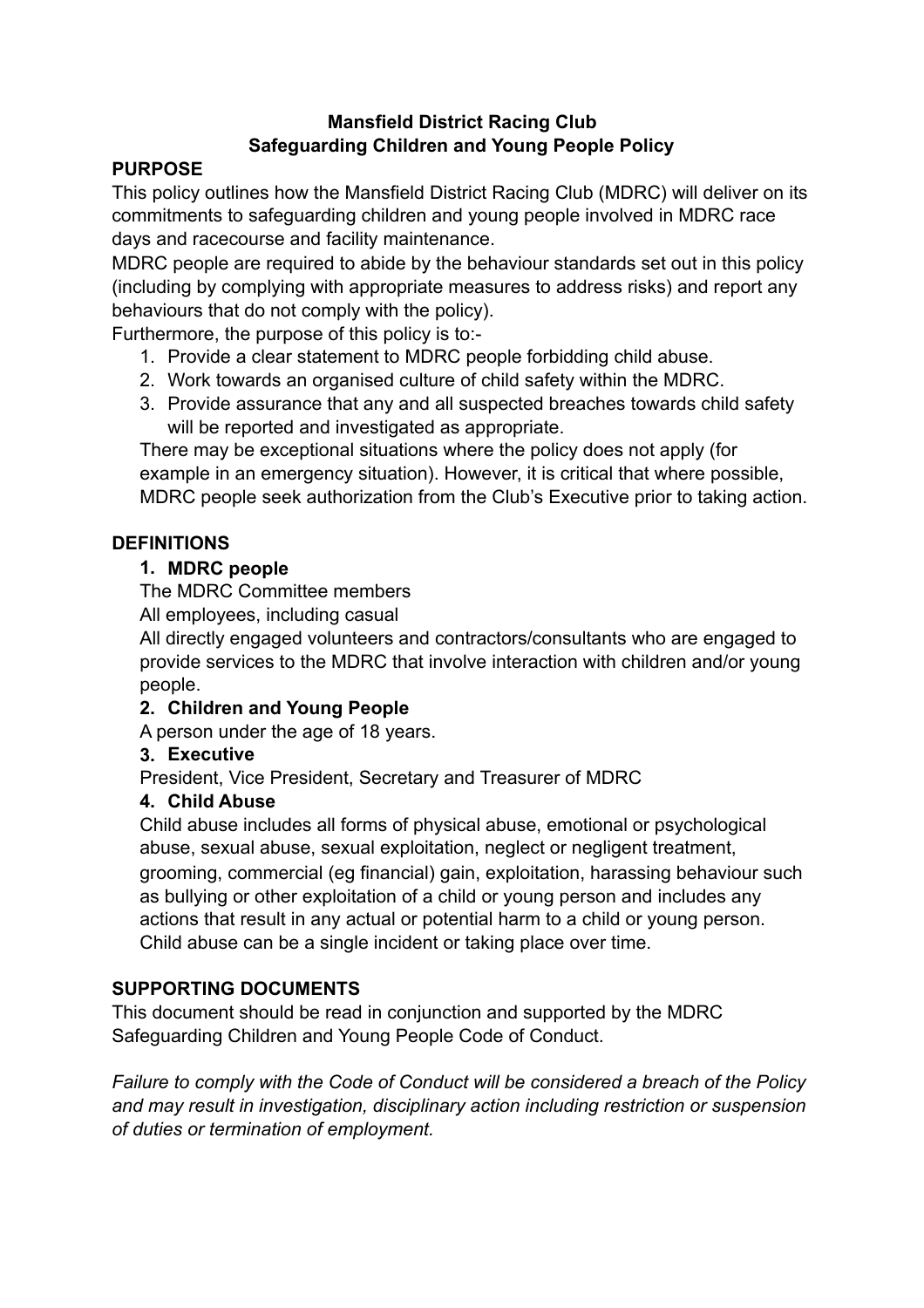# Mansfield District Racing Club
# Safeguarding Children and Young People Policy

## PURPOSE

This policy outlines how the Mansfield District Racing Club (MDRC) will deliver on its commitments to safeguarding children and young people involved in MDRC race days and racecourse and facility maintenance.

MDRC people are required to abide by the behaviour standards set out in this policy (including by complying with appropriate measures to address risks) and report any behaviours that do not comply with the policy).

Furthermore, the purpose of this policy is to:-

1. Provide a clear statement to MDRC people forbidding child abuse.
2. Work towards an organised culture of child safety within the MDRC.
3. Provide assurance that any and all suspected breaches towards child safety will be reported and investigated as appropriate.

There may be exceptional situations where the policy does not apply (for example in an emergency situation). However, it is critical that where possible, MDRC people seek authorization from the Club's Executive prior to taking action.

## DEFINITIONS

1. **MDRC people**

   The MDRC Committee members

   All employees, including casual

   All directly engaged volunteers and contractors/consultants who are engaged to provide services to the MDRC that involve interaction with children and/or young people.

2. **Children and Young People**

   A person under the age of 18 years.

3. **Executive**

   President, Vice President, Secretary and Treasurer of MDRC

4. **Child Abuse**

   Child abuse includes all forms of physical abuse, emotional or psychological abuse, sexual abuse, sexual exploitation, neglect or negligent treatment, grooming, commercial (eg financial) gain, exploitation, harassing behaviour such as bullying or other exploitation of a child or young person and includes any actions that result in any actual or potential harm to a child or young person. Child abuse can be a single incident or taking place over time.

## SUPPORTING DOCUMENTS

This document should be read in conjunction and supported by the MDRC Safeguarding Children and Young People Code of Conduct.

*Failure to comply with the Code of Conduct will be considered a breach of the Policy and may result in investigation, disciplinary action including restriction or suspension of duties or termination of employment.*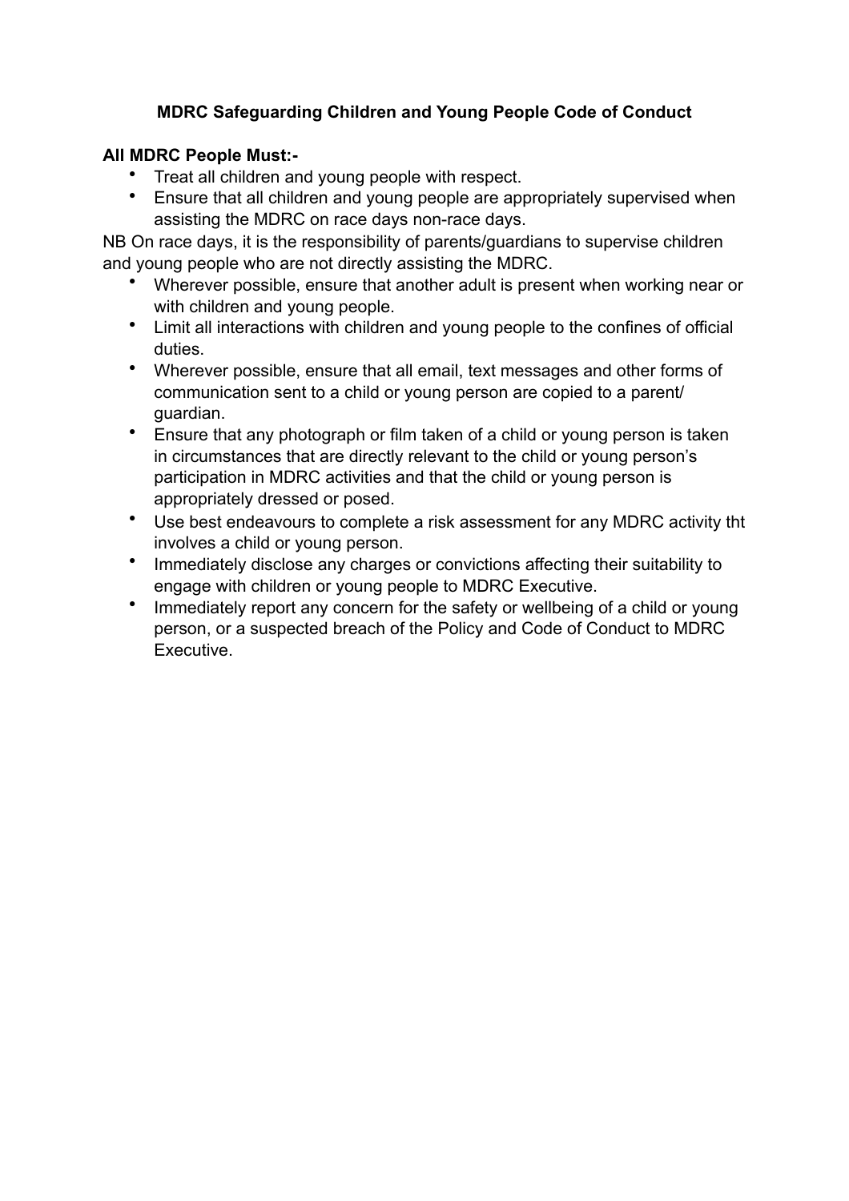### MDRC Safeguarding Children and Young People Code of Conduct

**All MDRC People Must:-**

- Treat all children and young people with respect.
- Ensure that all children and young people are appropriately supervised when assisting the MDRC on race days non-race days.

NB On race days, it is the responsibility of parents/guardians to supervise children and young people who are not directly assisting the MDRC.

- Wherever possible, ensure that another adult is present when working near or with children and young people.
- Limit all interactions with children and young people to the confines of official duties.
- Wherever possible, ensure that all email, text messages and other forms of communication sent to a child or young person are copied to a parent/guardian.
- Ensure that any photograph or film taken of a child or young person is taken in circumstances that are directly relevant to the child or young person's participation in MDRC activities and that the child or young person is appropriately dressed or posed.
- Use best endeavours to complete a risk assessment for any MDRC activity tht involves a child or young person.
- Immediately disclose any charges or convictions affecting their suitability to engage with children or young people to MDRC Executive.
- Immediately report any concern for the safety or wellbeing of a child or young person, or a suspected breach of the Policy and Code of Conduct to MDRC Executive.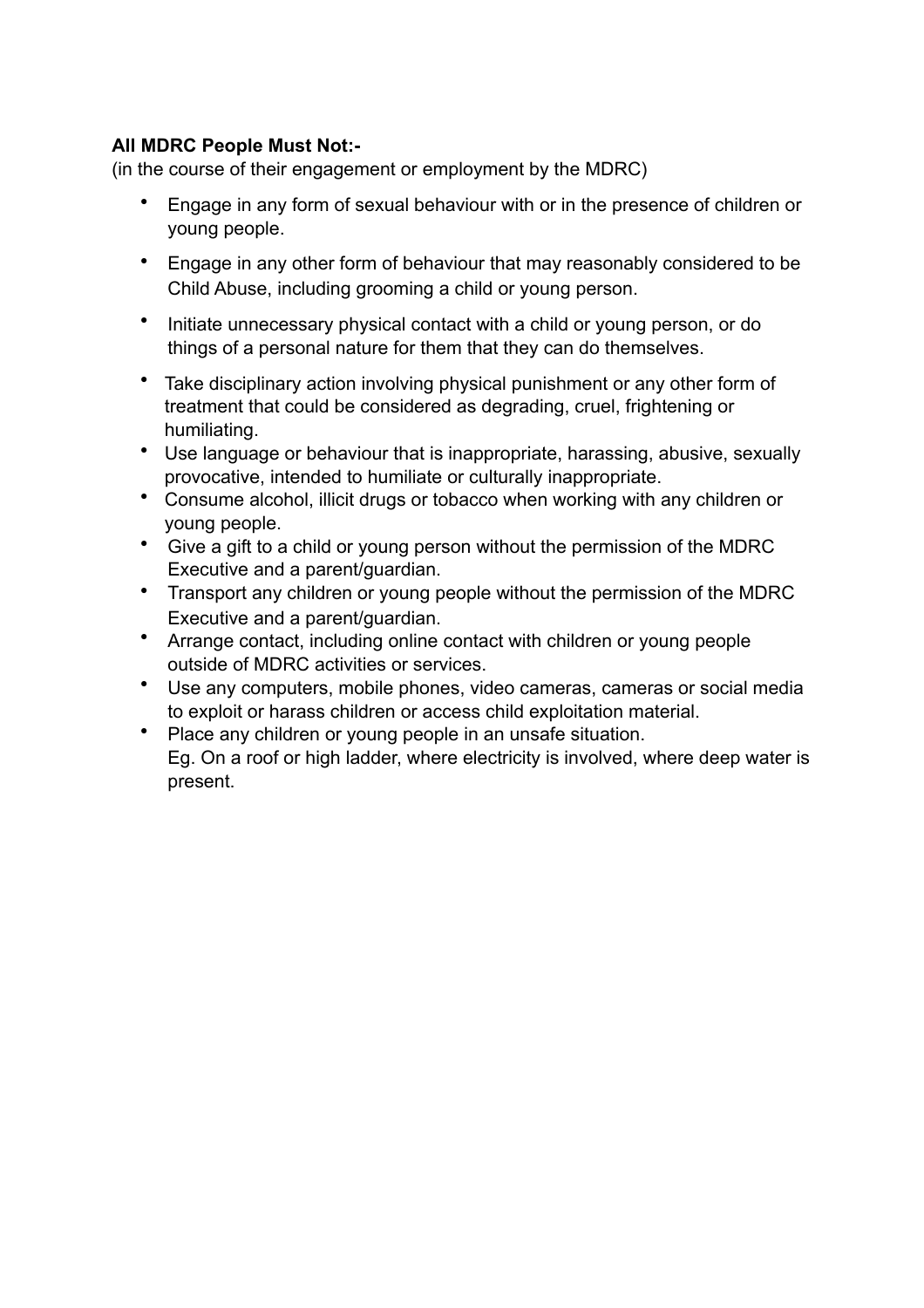**All MDRC People Must Not:-**
(in the course of their engagement or employment by the MDRC)

- Engage in any form of sexual behaviour with or in the presence of children or young people.
- Engage in any other form of behaviour that may reasonably considered to be Child Abuse, including grooming a child or young person.
- Initiate unnecessary physical contact with a child or young person, or do things of a personal nature for them that they can do themselves.
- Take disciplinary action involving physical punishment or any other form of treatment that could be considered as degrading, cruel, frightening or humiliating.
- Use language or behaviour that is inappropriate, harassing, abusive, sexually provocative, intended to humiliate or culturally inappropriate.
- Consume alcohol, illicit drugs or tobacco when working with any children or young people.
- Give a gift to a child or young person without the permission of the MDRC Executive and a parent/guardian.
- Transport any children or young people without the permission of the MDRC Executive and a parent/guardian.
- Arrange contact, including online contact with children or young people outside of MDRC activities or services.
- Use any computers, mobile phones, video cameras, cameras or social media to exploit or harass children or access child exploitation material.
- Place any children or young people in an unsafe situation.
  Eg. On a roof or high ladder, where electricity is involved, where deep water is present.